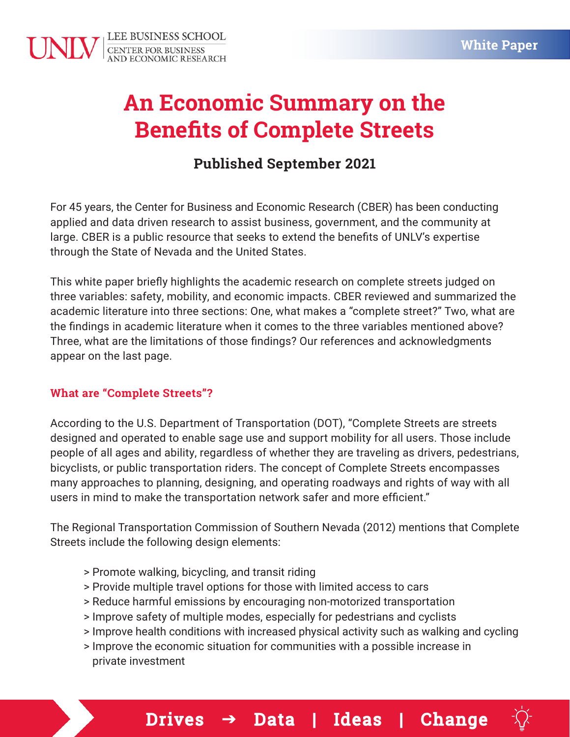# An Economic Summary on the Benefits of Complete Streets

### Published September 2021

For 45 years, the Center for Business and Economic Research (CBER) has been conducting applied and data driven research to assist business, government, and the community at large. CBER is a public resource that seeks to extend the benefits of UNLV's expertise through the State of Nevada and the United States.

This white paper briefly highlights the academic research on complete streets judged on three variables: safety, mobility, and economic impacts. CBER reviewed and summarized the academic literature into three sections: One, what makes a "complete street?" Two, what are the findings in academic literature when it comes to the three variables mentioned above? Three, what are the limitations of those findings? Our references and acknowledgments appear on the last page.

## What are "Complete Streets"?

According to the U.S. Department of Transportation (DOT), "Complete Streets are streets designed and operated to enable sage use and support mobility for all users. Those include people of all ages and ability, regardless of whether they are traveling as drivers, pedestrians, bicyclists, or public transportation riders. The concept of Complete Streets encompasses many approaches to planning, designing, and operating roadways and rights of way with all users in mind to make the transportation network safer and more efficient."

The Regional Transportation Commission of Southern Nevada (2012) mentions that Complete Streets include the following design elements:

> Promote walking, bicycling, and transit riding
> Provide multiple travel options for those with limited access to cars
> Reduce harmful emissions by encouraging non-motorized transportation
> Improve safety of multiple modes, especially for pedestrians and cyclists
> Improve health conditions with increased physical activity such as walking and cycling
> Improve the economic situation for communities with a possible increase in private investment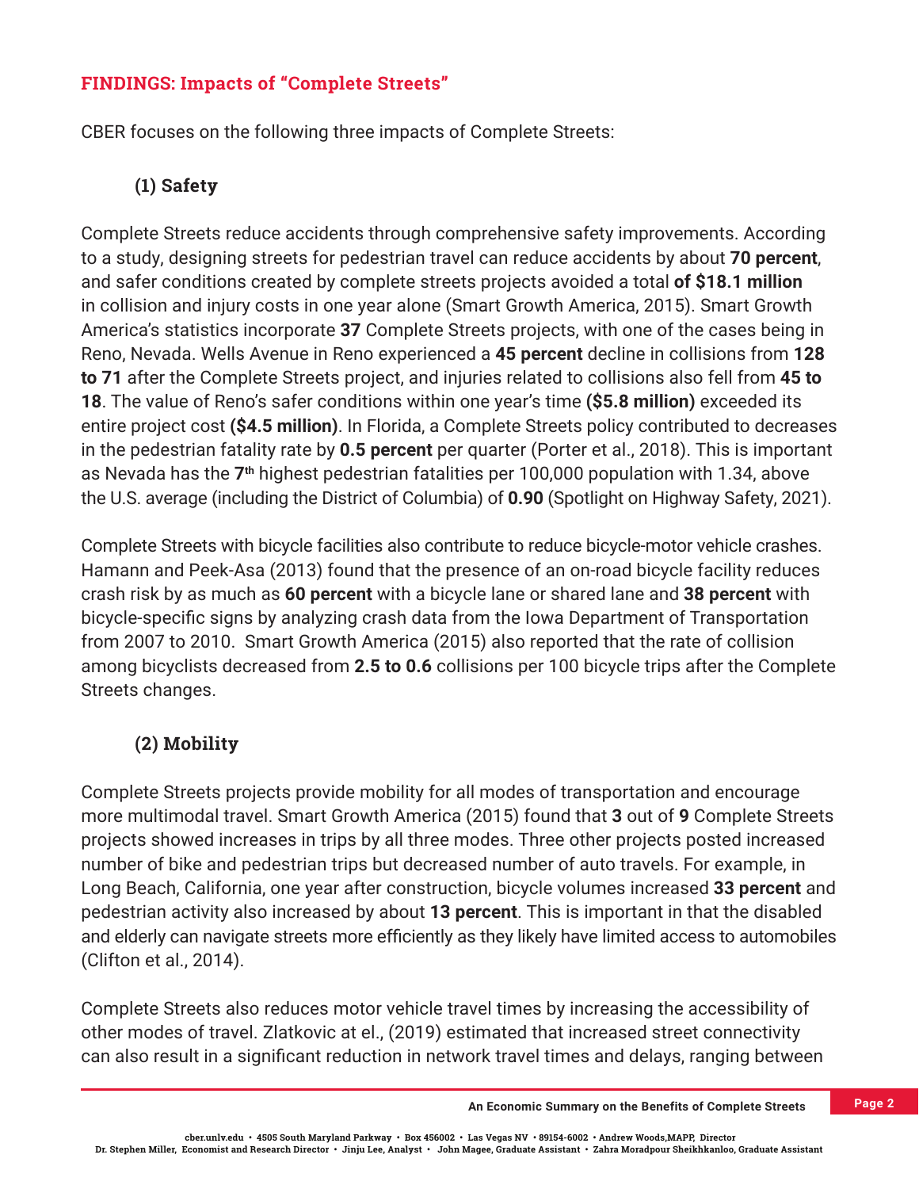## FINDINGS: Impacts of "Complete Streets"

CBER focuses on the following three impacts of Complete Streets:

### (1) Safety

Complete Streets reduce accidents through comprehensive safety improvements. According to a study, designing streets for pedestrian travel can reduce accidents by about **70 percent**, and safer conditions created by complete streets projects avoided a total **of $18.1 million** in collision and injury costs in one year alone (Smart Growth America, 2015). Smart Growth America's statistics incorporate **37** Complete Streets projects, with one of the cases being in Reno, Nevada. Wells Avenue in Reno experienced a **45 percent** decline in collisions from **128 to 71** after the Complete Streets project, and injuries related to collisions also fell from **45 to 18**. The value of Reno's safer conditions within one year's time **($5.8 million)** exceeded its entire project cost **($4.5 million)**. In Florida, a Complete Streets policy contributed to decreases in the pedestrian fatality rate by **0.5 percent** per quarter (Porter et al., 2018). This is important as Nevada has the **7th** highest pedestrian fatalities per 100,000 population with 1.34, above the U.S. average (including the District of Columbia) of **0.90** (Spotlight on Highway Safety, 2021).

Complete Streets with bicycle facilities also contribute to reduce bicycle-motor vehicle crashes. Hamann and Peek-Asa (2013) found that the presence of an on-road bicycle facility reduces crash risk by as much as **60 percent** with a bicycle lane or shared lane and **38 percent** with bicycle-specific signs by analyzing crash data from the Iowa Department of Transportation from 2007 to 2010. Smart Growth America (2015) also reported that the rate of collision among bicyclists decreased from **2.5 to 0.6** collisions per 100 bicycle trips after the Complete Streets changes.

### (2) Mobility

Complete Streets projects provide mobility for all modes of transportation and encourage more multimodal travel. Smart Growth America (2015) found that **3** out of **9** Complete Streets projects showed increases in trips by all three modes. Three other projects posted increased number of bike and pedestrian trips but decreased number of auto travels. For example, in Long Beach, California, one year after construction, bicycle volumes increased **33 percent** and pedestrian activity also increased by about **13 percent**. This is important in that the disabled and elderly can navigate streets more efficiently as they likely have limited access to automobiles (Clifton et al., 2014).

Complete Streets also reduces motor vehicle travel times by increasing the accessibility of other modes of travel. Zlatkovic at el., (2019) estimated that increased street connectivity can also result in a significant reduction in network travel times and delays, ranging between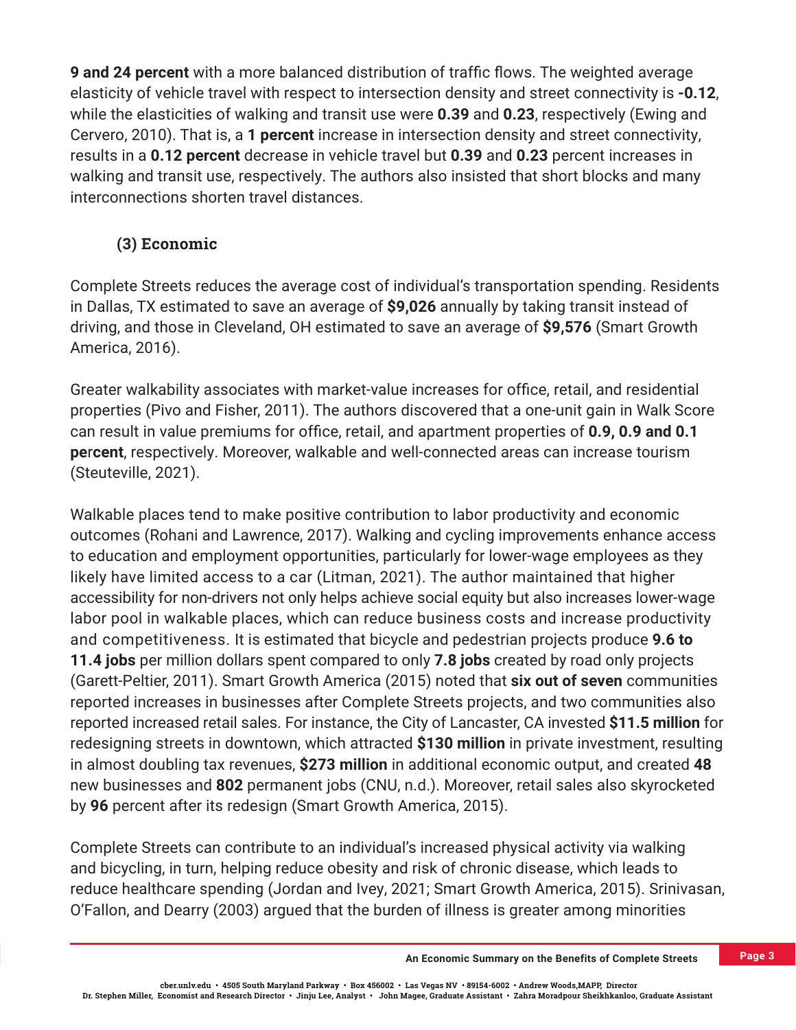**9 and 24 percent** with a more balanced distribution of traffic flows. The weighted average elasticity of vehicle travel with respect to intersection density and street connectivity is **-0.12**, while the elasticities of walking and transit use were **0.39** and **0.23**, respectively (Ewing and Cervero, 2010). That is, a **1 percent** increase in intersection density and street connectivity, results in a **0.12 percent** decrease in vehicle travel but **0.39** and **0.23** percent increases in walking and transit use, respectively. The authors also insisted that short blocks and many interconnections shorten travel distances.

### (3) Economic

Complete Streets reduces the average cost of individual's transportation spending. Residents in Dallas, TX estimated to save an average of **$9,026** annually by taking transit instead of driving, and those in Cleveland, OH estimated to save an average of **$9,576** (Smart Growth America, 2016).

Greater walkability associates with market-value increases for office, retail, and residential properties (Pivo and Fisher, 2011). The authors discovered that a one-unit gain in Walk Score can result in value premiums for office, retail, and apartment properties of **0.9, 0.9 and 0.1 percent**, respectively. Moreover, walkable and well-connected areas can increase tourism (Steuteville, 2021).

Walkable places tend to make positive contribution to labor productivity and economic outcomes (Rohani and Lawrence, 2017). Walking and cycling improvements enhance access to education and employment opportunities, particularly for lower-wage employees as they likely have limited access to a car (Litman, 2021). The author maintained that higher accessibility for non-drivers not only helps achieve social equity but also increases lower-wage labor pool in walkable places, which can reduce business costs and increase productivity and competitiveness. It is estimated that bicycle and pedestrian projects produce **9.6 to 11.4 jobs** per million dollars spent compared to only **7.8 jobs** created by road only projects (Garett-Peltier, 2011). Smart Growth America (2015) noted that **six out of seven** communities reported increases in businesses after Complete Streets projects, and two communities also reported increased retail sales. For instance, the City of Lancaster, CA invested **$11.5 million** for redesigning streets in downtown, which attracted **$130 million** in private investment, resulting in almost doubling tax revenues, **$273 million** in additional economic output, and created **48** new businesses and **802** permanent jobs (CNU, n.d.). Moreover, retail sales also skyrocketed by **96** percent after its redesign (Smart Growth America, 2015).

Complete Streets can contribute to an individual's increased physical activity via walking and bicycling, in turn, helping reduce obesity and risk of chronic disease, which leads to reduce healthcare spending (Jordan and Ivey, 2021; Smart Growth America, 2015). Srinivasan, O'Fallon, and Dearry (2003) argued that the burden of illness is greater among minorities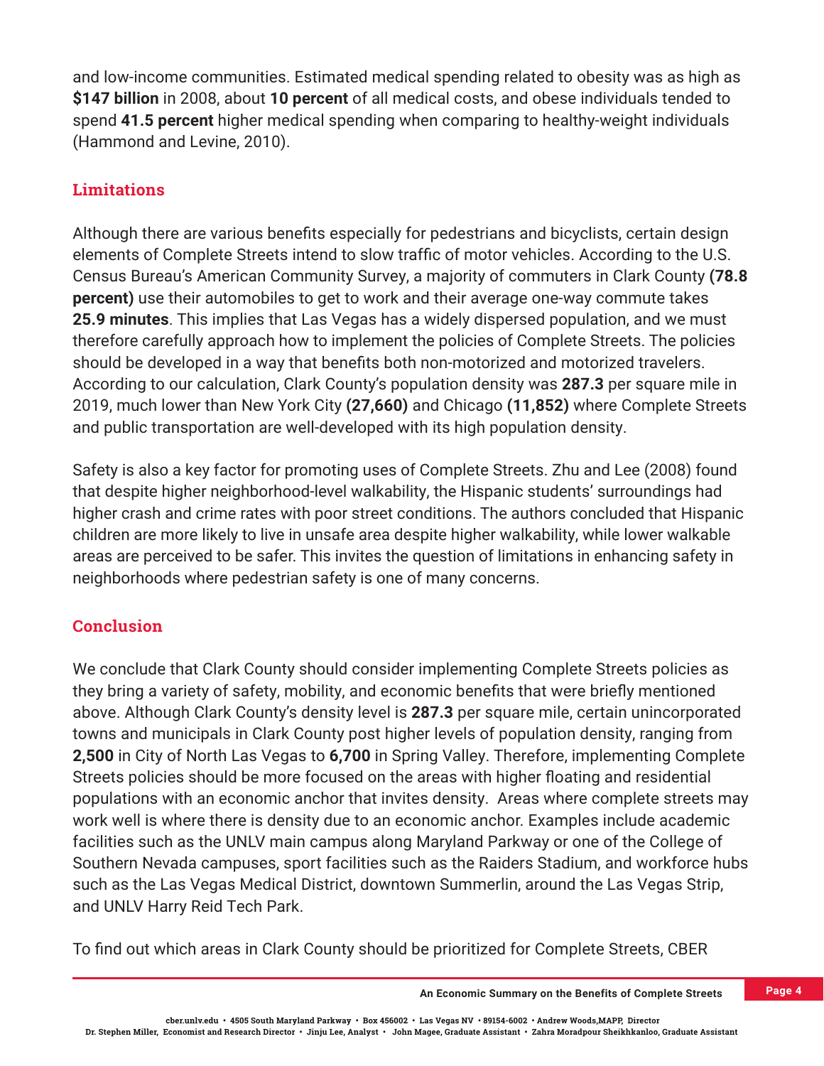and low-income communities. Estimated medical spending related to obesity was as high as **$147 billion** in 2008, about **10 percent** of all medical costs, and obese individuals tended to spend **41.5 percent** higher medical spending when comparing to healthy-weight individuals (Hammond and Levine, 2010).

## Limitations

Although there are various benefits especially for pedestrians and bicyclists, certain design elements of Complete Streets intend to slow traffic of motor vehicles. According to the U.S. Census Bureau's American Community Survey, a majority of commuters in Clark County **(78.8 percent)** use their automobiles to get to work and their average one-way commute takes **25.9 minutes**. This implies that Las Vegas has a widely dispersed population, and we must therefore carefully approach how to implement the policies of Complete Streets. The policies should be developed in a way that benefits both non-motorized and motorized travelers. According to our calculation, Clark County's population density was **287.3** per square mile in 2019, much lower than New York City **(27,660)** and Chicago **(11,852)** where Complete Streets and public transportation are well-developed with its high population density.

Safety is also a key factor for promoting uses of Complete Streets. Zhu and Lee (2008) found that despite higher neighborhood-level walkability, the Hispanic students' surroundings had higher crash and crime rates with poor street conditions. The authors concluded that Hispanic children are more likely to live in unsafe area despite higher walkability, while lower walkable areas are perceived to be safer. This invites the question of limitations in enhancing safety in neighborhoods where pedestrian safety is one of many concerns.

## Conclusion

We conclude that Clark County should consider implementing Complete Streets policies as they bring a variety of safety, mobility, and economic benefits that were briefly mentioned above. Although Clark County's density level is **287.3** per square mile, certain unincorporated towns and municipals in Clark County post higher levels of population density, ranging from **2,500** in City of North Las Vegas to **6,700** in Spring Valley. Therefore, implementing Complete Streets policies should be more focused on the areas with higher floating and residential populations with an economic anchor that invites density. Areas where complete streets may work well is where there is density due to an economic anchor. Examples include academic facilities such as the UNLV main campus along Maryland Parkway or one of the College of Southern Nevada campuses, sport facilities such as the Raiders Stadium, and workforce hubs such as the Las Vegas Medical District, downtown Summerlin, around the Las Vegas Strip, and UNLV Harry Reid Tech Park.

To find out which areas in Clark County should be prioritized for Complete Streets, CBER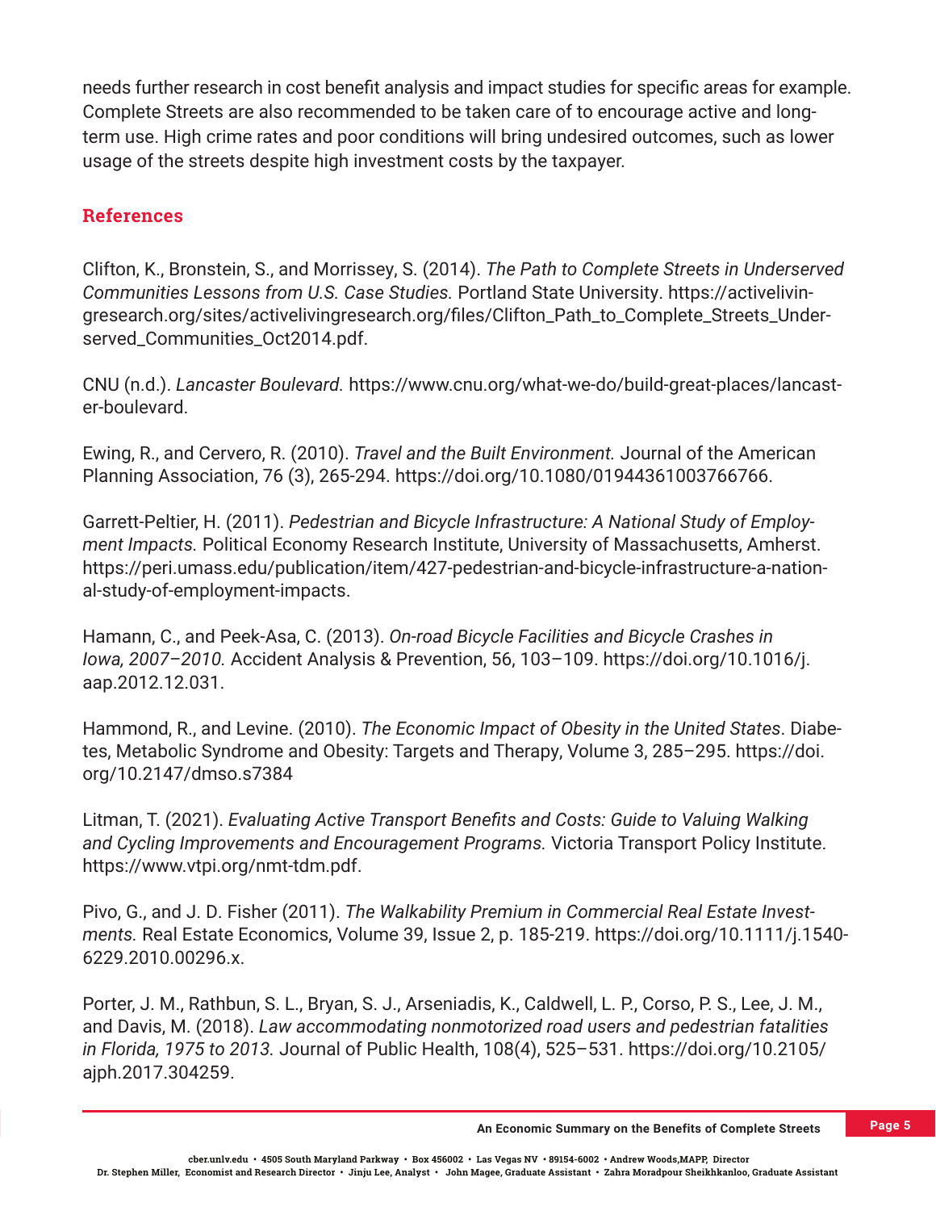needs further research in cost benefit analysis and impact studies for specific areas for example. Complete Streets are also recommended to be taken care of to encourage active and long-term use. High crime rates and poor conditions will bring undesired outcomes, such as lower usage of the streets despite high investment costs by the taxpayer.

## References

Clifton, K., Bronstein, S., and Morrissey, S. (2014). *The Path to Complete Streets in Underserved Communities Lessons from U.S. Case Studies.* Portland State University. https://activelivingresearch.org/sites/activelivingresearch.org/files/Clifton_Path_to_Complete_Streets_Underserved_Communities_Oct2014.pdf.

CNU (n.d.). *Lancaster Boulevard.* https://www.cnu.org/what-we-do/build-great-places/lancaster-boulevard.

Ewing, R., and Cervero, R. (2010). *Travel and the Built Environment.* Journal of the American Planning Association, 76 (3), 265-294. https://doi.org/10.1080/01944361003766766.

Garrett-Peltier, H. (2011). *Pedestrian and Bicycle Infrastructure: A National Study of Employment Impacts.* Political Economy Research Institute, University of Massachusetts, Amherst. https://peri.umass.edu/publication/item/427-pedestrian-and-bicycle-infrastructure-a-national-study-of-employment-impacts.

Hamann, C., and Peek-Asa, C. (2013). *On-road Bicycle Facilities and Bicycle Crashes in Iowa, 2007–2010.* Accident Analysis & Prevention, 56, 103–109. https://doi.org/10.1016/j.aap.2012.12.031.

Hammond, R., and Levine. (2010). *The Economic Impact of Obesity in the United States*. Diabetes, Metabolic Syndrome and Obesity: Targets and Therapy, Volume 3, 285–295. https://doi.org/10.2147/dmso.s7384

Litman, T. (2021). *Evaluating Active Transport Benefits and Costs: Guide to Valuing Walking and Cycling Improvements and Encouragement Programs.* Victoria Transport Policy Institute. https://www.vtpi.org/nmt-tdm.pdf.

Pivo, G., and J. D. Fisher (2011). *The Walkability Premium in Commercial Real Estate Investments.* Real Estate Economics, Volume 39, Issue 2, p. 185-219. https://doi.org/10.1111/j.1540-6229.2010.00296.x.

Porter, J. M., Rathbun, S. L., Bryan, S. J., Arseniadis, K., Caldwell, L. P., Corso, P. S., Lee, J. M., and Davis, M. (2018). *Law accommodating nonmotorized road users and pedestrian fatalities in Florida, 1975 to 2013.* Journal of Public Health, 108(4), 525–531. https://doi.org/10.2105/ajph.2017.304259.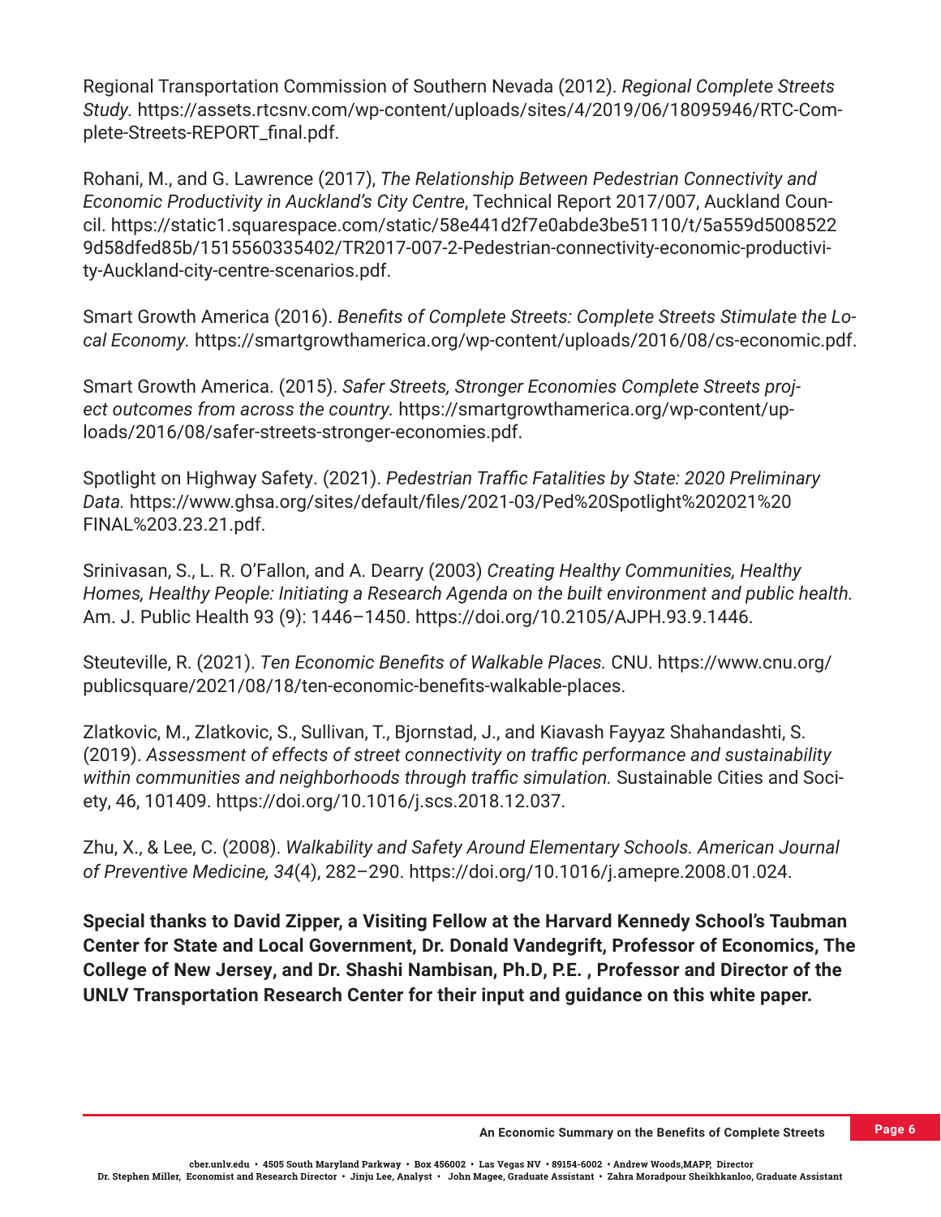Regional Transportation Commission of Southern Nevada (2012). *Regional Complete Streets Study.* https://assets.rtcsnv.com/wp-content/uploads/sites/4/2019/06/18095946/RTC-Complete-Streets-REPORT_final.pdf.

Rohani, M., and G. Lawrence (2017), *The Relationship Between Pedestrian Connectivity and Economic Productivity in Auckland's City Centre*, Technical Report 2017/007, Auckland Council. https://static1.squarespace.com/static/58e441d2f7e0abde3be51110/t/5a559d50085229d58dfed85b/1515560335402/TR2017-007-2-Pedestrian-connectivity-economic-productivity-Auckland-city-centre-scenarios.pdf.

Smart Growth America (2016). *Benefits of Complete Streets: Complete Streets Stimulate the Local Economy.* https://smartgrowthamerica.org/wp-content/uploads/2016/08/cs-economic.pdf.

Smart Growth America. (2015). *Safer Streets, Stronger Economies Complete Streets project outcomes from across the country.* https://smartgrowthamerica.org/wp-content/uploads/2016/08/safer-streets-stronger-economies.pdf.

Spotlight on Highway Safety. (2021). *Pedestrian Traffic Fatalities by State: 2020 Preliminary Data.* https://www.ghsa.org/sites/default/files/2021-03/Ped%20Spotlight%202021%20FINAL%203.23.21.pdf.

Srinivasan, S., L. R. O'Fallon, and A. Dearry (2003) *Creating Healthy Communities, Healthy Homes, Healthy People: Initiating a Research Agenda on the built environment and public health.* Am. J. Public Health 93 (9): 1446–1450. https://doi.org/10.2105/AJPH.93.9.1446.

Steuteville, R. (2021). *Ten Economic Benefits of Walkable Places.* CNU. https://www.cnu.org/publicsquare/2021/08/18/ten-economic-benefits-walkable-places.

Zlatkovic, M., Zlatkovic, S., Sullivan, T., Bjornstad, J., and Kiavash Fayyaz Shahandashti, S. (2019). *Assessment of effects of street connectivity on traffic performance and sustainability within communities and neighborhoods through traffic simulation.* Sustainable Cities and Society, 46, 101409. https://doi.org/10.1016/j.scs.2018.12.037.

Zhu, X., & Lee, C. (2008). *Walkability and Safety Around Elementary Schools. American Journal of Preventive Medicine, 34*(4), 282–290. https://doi.org/10.1016/j.amepre.2008.01.024.

**Special thanks to David Zipper, a Visiting Fellow at the Harvard Kennedy School's Taubman Center for State and Local Government, Dr. Donald Vandegrift, Professor of Economics, The College of New Jersey, and Dr. Shashi Nambisan, Ph.D, P.E. , Professor and Director of the UNLV Transportation Research Center for their input and guidance on this white paper.**